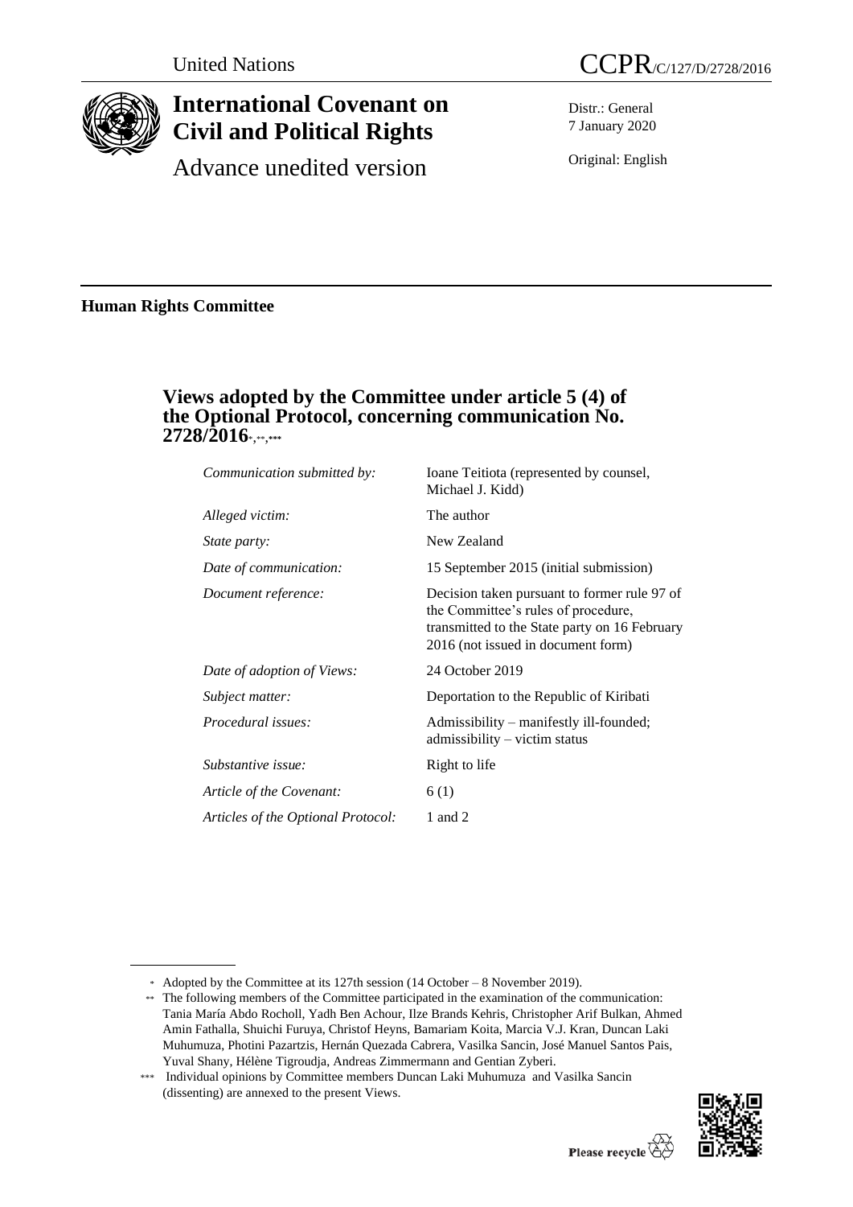United Nations

CCPR/C/127/D/2728/2016

# International Covenant on Civil and Political Rights

Advance unedited version

Distr.: General
7 January 2020

Original: English

**Human Rights Committee**

## Views adopted by the Committee under article 5 (4) of the Optional Protocol, concerning communication No. 2728/2016[*,**,***]

| | |
|---|---|
| *Communication submitted by:* | Ioane Teitiota (represented by counsel, Michael J. Kidd) |
| *Alleged victim:* | The author |
| *State party:* | New Zealand |
| *Date of communication:* | 15 September 2015 (initial submission) |
| *Document reference:* | Decision taken pursuant to former rule 97 of the Committee's rules of procedure, transmitted to the State party on 16 February 2016 (not issued in document form) |
| *Date of adoption of Views:* | 24 October 2019 |
| *Subject matter:* | Deportation to the Republic of Kiribati |
| *Procedural issues:* | Admissibility – manifestly ill-founded; admissibility – victim status |
| *Substantive issue:* | Right to life |
| *Article of the Covenant:* | 6 (1) |
| *Articles of the Optional Protocol:* | 1 and 2 |

[*] Adopted by the Committee at its 127th session (14 October – 8 November 2019).

[**] The following members of the Committee participated in the examination of the communication: Tania María Abdo Rocholl, Yadh Ben Achour, Ilze Brands Kehris, Christopher Arif Bulkan, Ahmed Amin Fathalla, Shuichi Furuya, Christof Heyns, Bamariam Koita, Marcia V.J. Kran, Duncan Laki Muhumuza, Photini Pazartzis, Hernán Quezada Cabrera, Vasilka Sancin, José Manuel Santos Pais, Yuval Shany, Hélène Tigroudja, Andreas Zimmermann and Gentian Zyberi.

[***] Individual opinions by Committee members Duncan Laki Muhumuza and Vasilka Sancin (dissenting) are annexed to the present Views.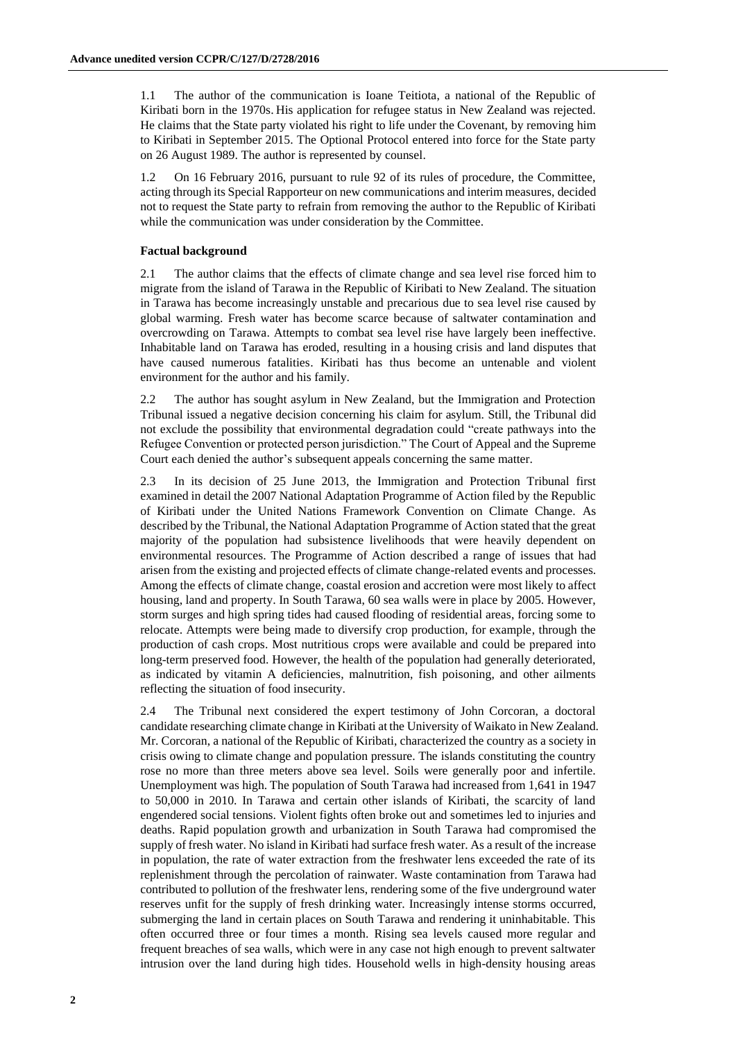1.1 The author of the communication is Ioane Teitiota, a national of the Republic of Kiribati born in the 1970s. His application for refugee status in New Zealand was rejected. He claims that the State party violated his right to life under the Covenant, by removing him to Kiribati in September 2015. The Optional Protocol entered into force for the State party on 26 August 1989. The author is represented by counsel.

1.2 On 16 February 2016, pursuant to rule 92 of its rules of procedure, the Committee, acting through its Special Rapporteur on new communications and interim measures, decided not to request the State party to refrain from removing the author to the Republic of Kiribati while the communication was under consideration by the Committee.

### Factual background

2.1 The author claims that the effects of climate change and sea level rise forced him to migrate from the island of Tarawa in the Republic of Kiribati to New Zealand. The situation in Tarawa has become increasingly unstable and precarious due to sea level rise caused by global warming. Fresh water has become scarce because of saltwater contamination and overcrowding on Tarawa. Attempts to combat sea level rise have largely been ineffective. Inhabitable land on Tarawa has eroded, resulting in a housing crisis and land disputes that have caused numerous fatalities. Kiribati has thus become an untenable and violent environment for the author and his family.

2.2 The author has sought asylum in New Zealand, but the Immigration and Protection Tribunal issued a negative decision concerning his claim for asylum. Still, the Tribunal did not exclude the possibility that environmental degradation could "create pathways into the Refugee Convention or protected person jurisdiction." The Court of Appeal and the Supreme Court each denied the author's subsequent appeals concerning the same matter.

2.3 In its decision of 25 June 2013, the Immigration and Protection Tribunal first examined in detail the 2007 National Adaptation Programme of Action filed by the Republic of Kiribati under the United Nations Framework Convention on Climate Change. As described by the Tribunal, the National Adaptation Programme of Action stated that the great majority of the population had subsistence livelihoods that were heavily dependent on environmental resources. The Programme of Action described a range of issues that had arisen from the existing and projected effects of climate change-related events and processes. Among the effects of climate change, coastal erosion and accretion were most likely to affect housing, land and property. In South Tarawa, 60 sea walls were in place by 2005. However, storm surges and high spring tides had caused flooding of residential areas, forcing some to relocate. Attempts were being made to diversify crop production, for example, through the production of cash crops. Most nutritious crops were available and could be prepared into long-term preserved food. However, the health of the population had generally deteriorated, as indicated by vitamin A deficiencies, malnutrition, fish poisoning, and other ailments reflecting the situation of food insecurity.

2.4 The Tribunal next considered the expert testimony of John Corcoran, a doctoral candidate researching climate change in Kiribati at the University of Waikato in New Zealand. Mr. Corcoran, a national of the Republic of Kiribati, characterized the country as a society in crisis owing to climate change and population pressure. The islands constituting the country rose no more than three meters above sea level. Soils were generally poor and infertile. Unemployment was high. The population of South Tarawa had increased from 1,641 in 1947 to 50,000 in 2010. In Tarawa and certain other islands of Kiribati, the scarcity of land engendered social tensions. Violent fights often broke out and sometimes led to injuries and deaths. Rapid population growth and urbanization in South Tarawa had compromised the supply of fresh water. No island in Kiribati had surface fresh water. As a result of the increase in population, the rate of water extraction from the freshwater lens exceeded the rate of its replenishment through the percolation of rainwater. Waste contamination from Tarawa had contributed to pollution of the freshwater lens, rendering some of the five underground water reserves unfit for the supply of fresh drinking water. Increasingly intense storms occurred, submerging the land in certain places on South Tarawa and rendering it uninhabitable. This often occurred three or four times a month. Rising sea levels caused more regular and frequent breaches of sea walls, which were in any case not high enough to prevent saltwater intrusion over the land during high tides. Household wells in high-density housing areas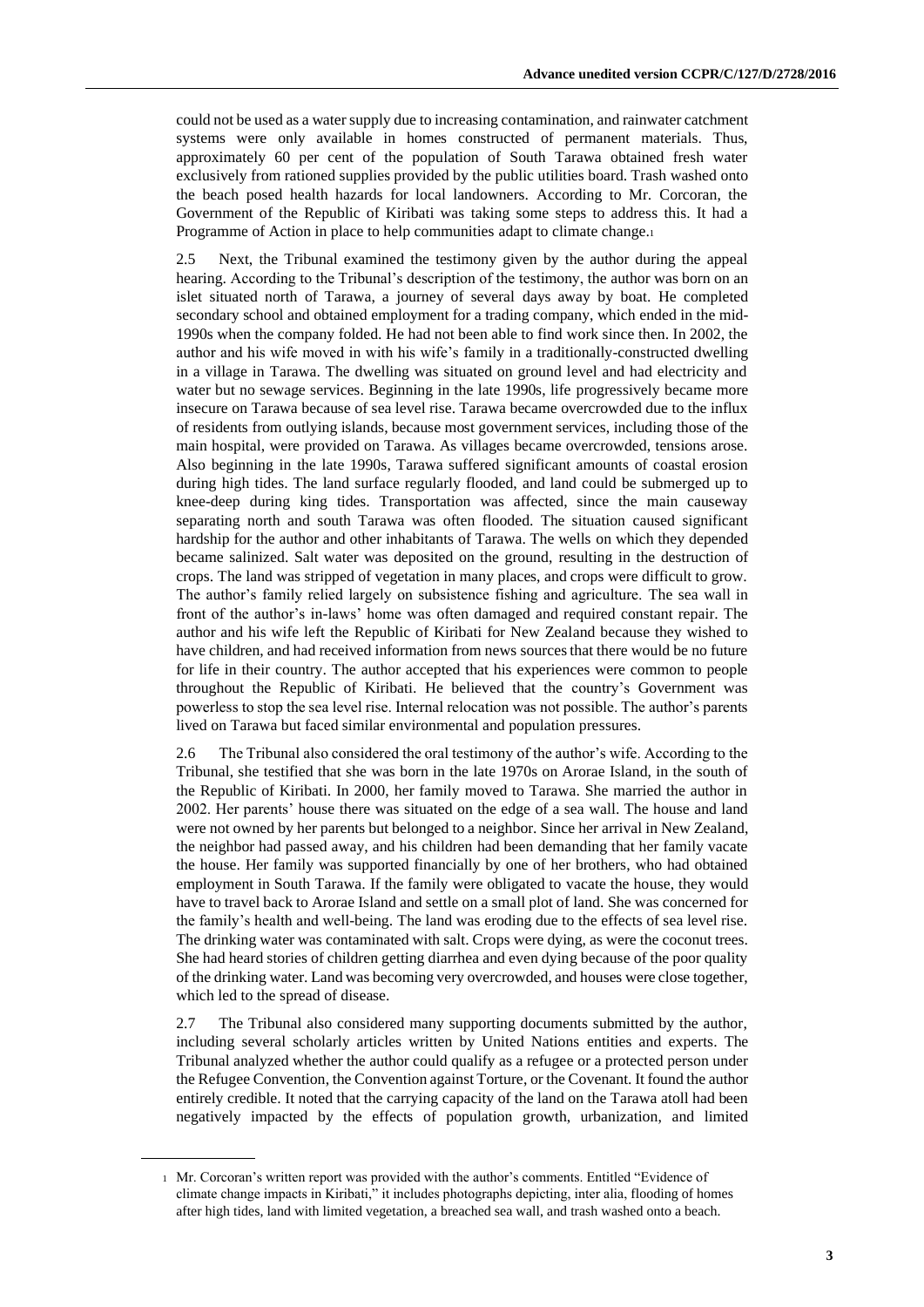could not be used as a water supply due to increasing contamination, and rainwater catchment systems were only available in homes constructed of permanent materials. Thus, approximately 60 per cent of the population of South Tarawa obtained fresh water exclusively from rationed supplies provided by the public utilities board. Trash washed onto the beach posed health hazards for local landowners. According to Mr. Corcoran, the Government of the Republic of Kiribati was taking some steps to address this. It had a Programme of Action in place to help communities adapt to climate change.[1]

2.5 Next, the Tribunal examined the testimony given by the author during the appeal hearing. According to the Tribunal's description of the testimony, the author was born on an islet situated north of Tarawa, a journey of several days away by boat. He completed secondary school and obtained employment for a trading company, which ended in the mid-1990s when the company folded. He had not been able to find work since then. In 2002, the author and his wife moved in with his wife's family in a traditionally-constructed dwelling in a village in Tarawa. The dwelling was situated on ground level and had electricity and water but no sewage services. Beginning in the late 1990s, life progressively became more insecure on Tarawa because of sea level rise. Tarawa became overcrowded due to the influx of residents from outlying islands, because most government services, including those of the main hospital, were provided on Tarawa. As villages became overcrowded, tensions arose. Also beginning in the late 1990s, Tarawa suffered significant amounts of coastal erosion during high tides. The land surface regularly flooded, and land could be submerged up to knee-deep during king tides. Transportation was affected, since the main causeway separating north and south Tarawa was often flooded. The situation caused significant hardship for the author and other inhabitants of Tarawa. The wells on which they depended became salinized. Salt water was deposited on the ground, resulting in the destruction of crops. The land was stripped of vegetation in many places, and crops were difficult to grow. The author's family relied largely on subsistence fishing and agriculture. The sea wall in front of the author's in-laws' home was often damaged and required constant repair. The author and his wife left the Republic of Kiribati for New Zealand because they wished to have children, and had received information from news sources that there would be no future for life in their country. The author accepted that his experiences were common to people throughout the Republic of Kiribati. He believed that the country's Government was powerless to stop the sea level rise. Internal relocation was not possible. The author's parents lived on Tarawa but faced similar environmental and population pressures.

2.6 The Tribunal also considered the oral testimony of the author's wife. According to the Tribunal, she testified that she was born in the late 1970s on Arorae Island, in the south of the Republic of Kiribati. In 2000, her family moved to Tarawa. She married the author in 2002. Her parents' house there was situated on the edge of a sea wall. The house and land were not owned by her parents but belonged to a neighbor. Since her arrival in New Zealand, the neighbor had passed away, and his children had been demanding that her family vacate the house. Her family was supported financially by one of her brothers, who had obtained employment in South Tarawa. If the family were obligated to vacate the house, they would have to travel back to Arorae Island and settle on a small plot of land. She was concerned for the family's health and well-being. The land was eroding due to the effects of sea level rise. The drinking water was contaminated with salt. Crops were dying, as were the coconut trees. She had heard stories of children getting diarrhea and even dying because of the poor quality of the drinking water. Land was becoming very overcrowded, and houses were close together, which led to the spread of disease.

2.7 The Tribunal also considered many supporting documents submitted by the author, including several scholarly articles written by United Nations entities and experts. The Tribunal analyzed whether the author could qualify as a refugee or a protected person under the Refugee Convention, the Convention against Torture, or the Covenant. It found the author entirely credible. It noted that the carrying capacity of the land on the Tarawa atoll had been negatively impacted by the effects of population growth, urbanization, and limited

[1] Mr. Corcoran's written report was provided with the author's comments. Entitled "Evidence of climate change impacts in Kiribati," it includes photographs depicting, inter alia, flooding of homes after high tides, land with limited vegetation, a breached sea wall, and trash washed onto a beach.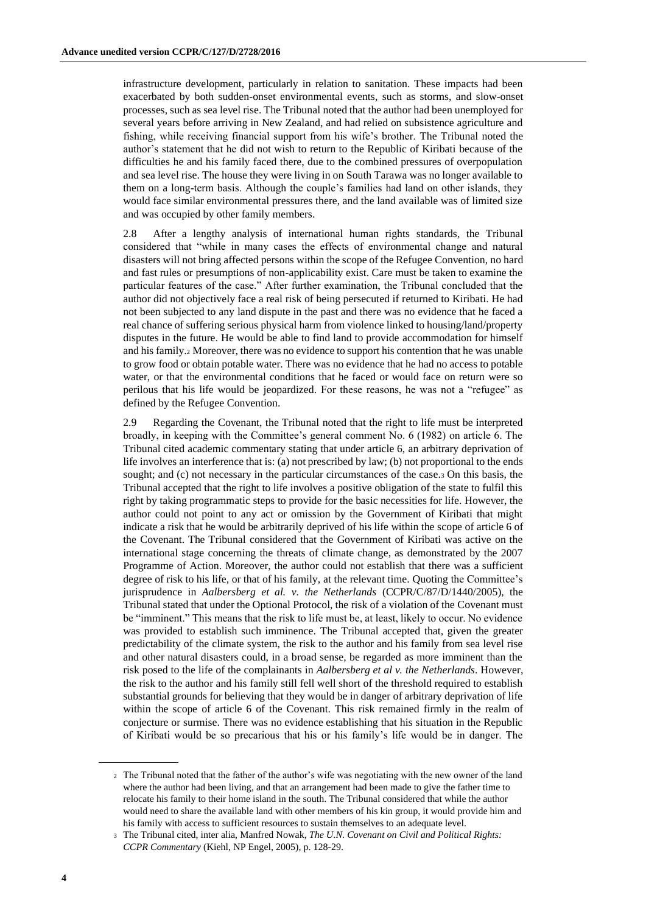infrastructure development, particularly in relation to sanitation. These impacts had been exacerbated by both sudden-onset environmental events, such as storms, and slow-onset processes, such as sea level rise. The Tribunal noted that the author had been unemployed for several years before arriving in New Zealand, and had relied on subsistence agriculture and fishing, while receiving financial support from his wife's brother. The Tribunal noted the author's statement that he did not wish to return to the Republic of Kiribati because of the difficulties he and his family faced there, due to the combined pressures of overpopulation and sea level rise. The house they were living in on South Tarawa was no longer available to them on a long-term basis. Although the couple's families had land on other islands, they would face similar environmental pressures there, and the land available was of limited size and was occupied by other family members.

2.8 After a lengthy analysis of international human rights standards, the Tribunal considered that "while in many cases the effects of environmental change and natural disasters will not bring affected persons within the scope of the Refugee Convention, no hard and fast rules or presumptions of non-applicability exist. Care must be taken to examine the particular features of the case." After further examination, the Tribunal concluded that the author did not objectively face a real risk of being persecuted if returned to Kiribati. He had not been subjected to any land dispute in the past and there was no evidence that he faced a real chance of suffering serious physical harm from violence linked to housing/land/property disputes in the future. He would be able to find land to provide accommodation for himself and his family.[2] Moreover, there was no evidence to support his contention that he was unable to grow food or obtain potable water. There was no evidence that he had no access to potable water, or that the environmental conditions that he faced or would face on return were so perilous that his life would be jeopardized. For these reasons, he was not a "refugee" as defined by the Refugee Convention.

2.9 Regarding the Covenant, the Tribunal noted that the right to life must be interpreted broadly, in keeping with the Committee's general comment No. 6 (1982) on article 6. The Tribunal cited academic commentary stating that under article 6, an arbitrary deprivation of life involves an interference that is: (a) not prescribed by law; (b) not proportional to the ends sought; and (c) not necessary in the particular circumstances of the case.[3] On this basis, the Tribunal accepted that the right to life involves a positive obligation of the state to fulfil this right by taking programmatic steps to provide for the basic necessities for life. However, the author could not point to any act or omission by the Government of Kiribati that might indicate a risk that he would be arbitrarily deprived of his life within the scope of article 6 of the Covenant. The Tribunal considered that the Government of Kiribati was active on the international stage concerning the threats of climate change, as demonstrated by the 2007 Programme of Action. Moreover, the author could not establish that there was a sufficient degree of risk to his life, or that of his family, at the relevant time. Quoting the Committee's jurisprudence in *Aalbersberg et al. v. the Netherlands* (CCPR/C/87/D/1440/2005), the Tribunal stated that under the Optional Protocol, the risk of a violation of the Covenant must be "imminent." This means that the risk to life must be, at least, likely to occur. No evidence was provided to establish such imminence. The Tribunal accepted that, given the greater predictability of the climate system, the risk to the author and his family from sea level rise and other natural disasters could, in a broad sense, be regarded as more imminent than the risk posed to the life of the complainants in *Aalbersberg et al v. the Netherlands*. However, the risk to the author and his family still fell well short of the threshold required to establish substantial grounds for believing that they would be in danger of arbitrary deprivation of life within the scope of article 6 of the Covenant. This risk remained firmly in the realm of conjecture or surmise. There was no evidence establishing that his situation in the Republic of Kiribati would be so precarious that his or his family's life would be in danger. The

---

[2] The Tribunal noted that the father of the author's wife was negotiating with the new owner of the land where the author had been living, and that an arrangement had been made to give the father time to relocate his family to their home island in the south. The Tribunal considered that while the author would need to share the available land with other members of his kin group, it would provide him and his family with access to sufficient resources to sustain themselves to an adequate level.

[3] The Tribunal cited, inter alia, Manfred Nowak, *The U.N. Covenant on Civil and Political Rights: CCPR Commentary* (Kiehl, NP Engel, 2005), p. 128-29.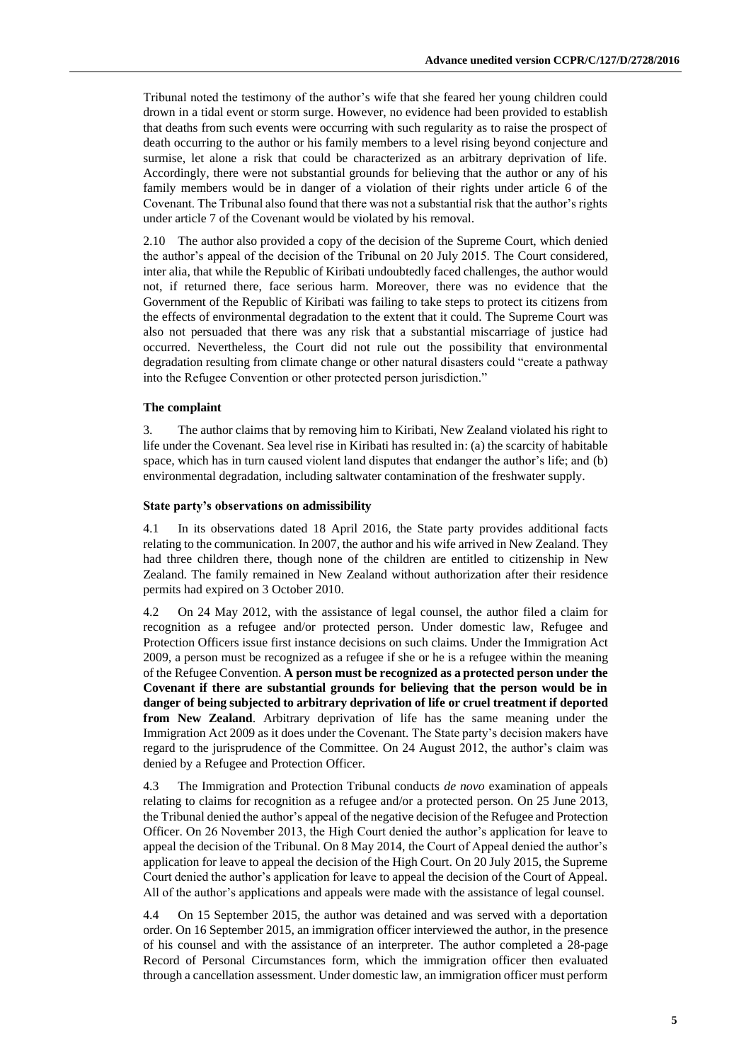Tribunal noted the testimony of the author's wife that she feared her young children could drown in a tidal event or storm surge. However, no evidence had been provided to establish that deaths from such events were occurring with such regularity as to raise the prospect of death occurring to the author or his family members to a level rising beyond conjecture and surmise, let alone a risk that could be characterized as an arbitrary deprivation of life. Accordingly, there were not substantial grounds for believing that the author or any of his family members would be in danger of a violation of their rights under article 6 of the Covenant. The Tribunal also found that there was not a substantial risk that the author's rights under article 7 of the Covenant would be violated by his removal.

2.10 The author also provided a copy of the decision of the Supreme Court, which denied the author's appeal of the decision of the Tribunal on 20 July 2015. The Court considered, inter alia, that while the Republic of Kiribati undoubtedly faced challenges, the author would not, if returned there, face serious harm. Moreover, there was no evidence that the Government of the Republic of Kiribati was failing to take steps to protect its citizens from the effects of environmental degradation to the extent that it could. The Supreme Court was also not persuaded that there was any risk that a substantial miscarriage of justice had occurred. Nevertheless, the Court did not rule out the possibility that environmental degradation resulting from climate change or other natural disasters could "create a pathway into the Refugee Convention or other protected person jurisdiction."

### The complaint

3. The author claims that by removing him to Kiribati, New Zealand violated his right to life under the Covenant. Sea level rise in Kiribati has resulted in: (a) the scarcity of habitable space, which has in turn caused violent land disputes that endanger the author's life; and (b) environmental degradation, including saltwater contamination of the freshwater supply.

### State party's observations on admissibility

4.1 In its observations dated 18 April 2016, the State party provides additional facts relating to the communication. In 2007, the author and his wife arrived in New Zealand. They had three children there, though none of the children are entitled to citizenship in New Zealand. The family remained in New Zealand without authorization after their residence permits had expired on 3 October 2010.

4.2 On 24 May 2012, with the assistance of legal counsel, the author filed a claim for recognition as a refugee and/or protected person. Under domestic law, Refugee and Protection Officers issue first instance decisions on such claims. Under the Immigration Act 2009, a person must be recognized as a refugee if she or he is a refugee within the meaning of the Refugee Convention. **A person must be recognized as a protected person under the Covenant if there are substantial grounds for believing that the person would be in danger of being subjected to arbitrary deprivation of life or cruel treatment if deported from New Zealand**. Arbitrary deprivation of life has the same meaning under the Immigration Act 2009 as it does under the Covenant. The State party's decision makers have regard to the jurisprudence of the Committee. On 24 August 2012, the author's claim was denied by a Refugee and Protection Officer.

4.3 The Immigration and Protection Tribunal conducts *de novo* examination of appeals relating to claims for recognition as a refugee and/or a protected person. On 25 June 2013, the Tribunal denied the author's appeal of the negative decision of the Refugee and Protection Officer. On 26 November 2013, the High Court denied the author's application for leave to appeal the decision of the Tribunal. On 8 May 2014, the Court of Appeal denied the author's application for leave to appeal the decision of the High Court. On 20 July 2015, the Supreme Court denied the author's application for leave to appeal the decision of the Court of Appeal. All of the author's applications and appeals were made with the assistance of legal counsel.

4.4 On 15 September 2015, the author was detained and was served with a deportation order. On 16 September 2015, an immigration officer interviewed the author, in the presence of his counsel and with the assistance of an interpreter. The author completed a 28-page Record of Personal Circumstances form, which the immigration officer then evaluated through a cancellation assessment. Under domestic law, an immigration officer must perform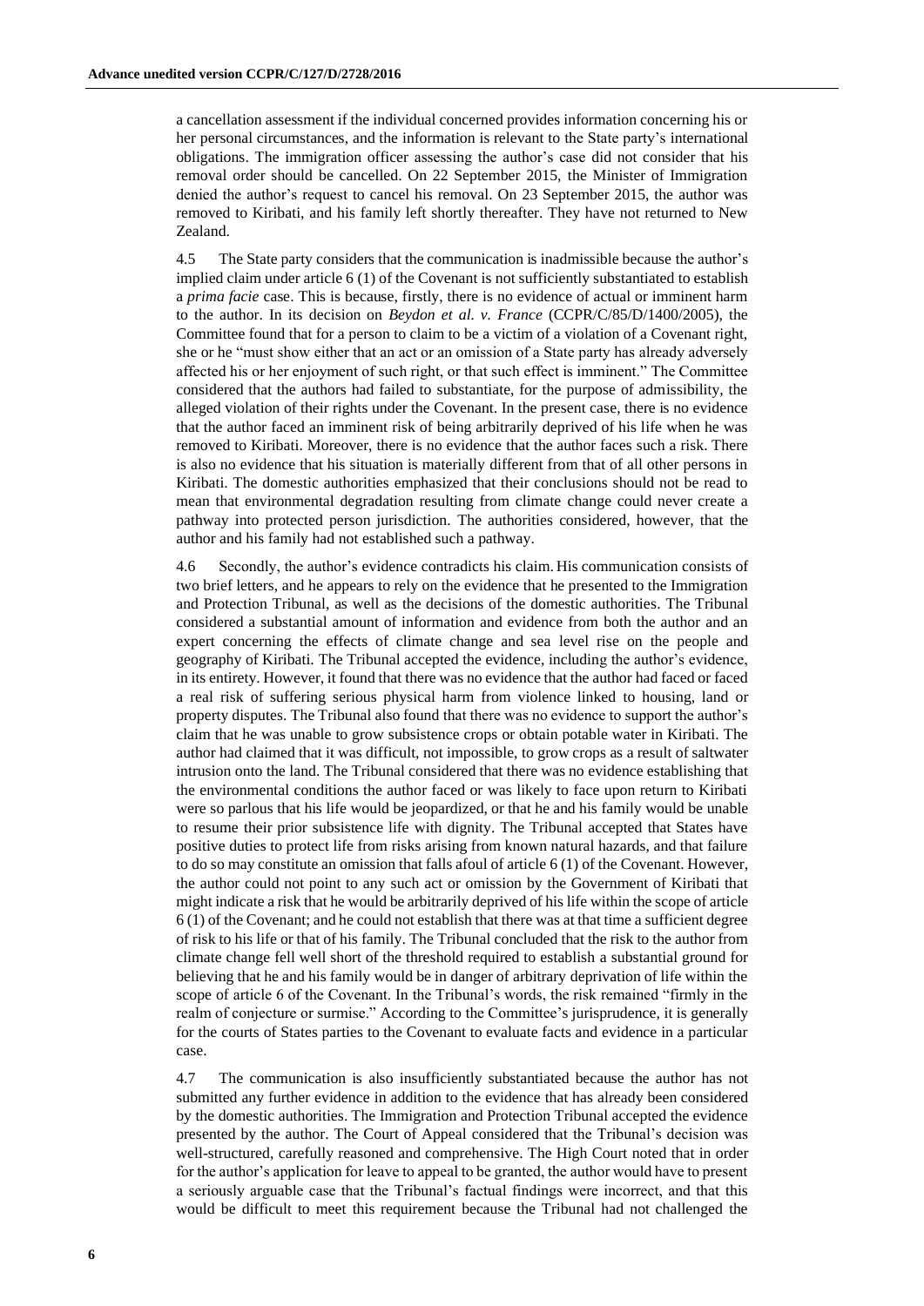a cancellation assessment if the individual concerned provides information concerning his or her personal circumstances, and the information is relevant to the State party's international obligations. The immigration officer assessing the author's case did not consider that his removal order should be cancelled. On 22 September 2015, the Minister of Immigration denied the author's request to cancel his removal. On 23 September 2015, the author was removed to Kiribati, and his family left shortly thereafter. They have not returned to New Zealand.

4.5 The State party considers that the communication is inadmissible because the author's implied claim under article 6 (1) of the Covenant is not sufficiently substantiated to establish a *prima facie* case. This is because, firstly, there is no evidence of actual or imminent harm to the author. In its decision on *Beydon et al. v. France* (CCPR/C/85/D/1400/2005), the Committee found that for a person to claim to be a victim of a violation of a Covenant right, she or he "must show either that an act or an omission of a State party has already adversely affected his or her enjoyment of such right, or that such effect is imminent." The Committee considered that the authors had failed to substantiate, for the purpose of admissibility, the alleged violation of their rights under the Covenant. In the present case, there is no evidence that the author faced an imminent risk of being arbitrarily deprived of his life when he was removed to Kiribati. Moreover, there is no evidence that the author faces such a risk. There is also no evidence that his situation is materially different from that of all other persons in Kiribati. The domestic authorities emphasized that their conclusions should not be read to mean that environmental degradation resulting from climate change could never create a pathway into protected person jurisdiction. The authorities considered, however, that the author and his family had not established such a pathway.

4.6 Secondly, the author's evidence contradicts his claim. His communication consists of two brief letters, and he appears to rely on the evidence that he presented to the Immigration and Protection Tribunal, as well as the decisions of the domestic authorities. The Tribunal considered a substantial amount of information and evidence from both the author and an expert concerning the effects of climate change and sea level rise on the people and geography of Kiribati. The Tribunal accepted the evidence, including the author's evidence, in its entirety. However, it found that there was no evidence that the author had faced or faced a real risk of suffering serious physical harm from violence linked to housing, land or property disputes. The Tribunal also found that there was no evidence to support the author's claim that he was unable to grow subsistence crops or obtain potable water in Kiribati. The author had claimed that it was difficult, not impossible, to grow crops as a result of saltwater intrusion onto the land. The Tribunal considered that there was no evidence establishing that the environmental conditions the author faced or was likely to face upon return to Kiribati were so parlous that his life would be jeopardized, or that he and his family would be unable to resume their prior subsistence life with dignity. The Tribunal accepted that States have positive duties to protect life from risks arising from known natural hazards, and that failure to do so may constitute an omission that falls afoul of article 6 (1) of the Covenant. However, the author could not point to any such act or omission by the Government of Kiribati that might indicate a risk that he would be arbitrarily deprived of his life within the scope of article 6 (1) of the Covenant; and he could not establish that there was at that time a sufficient degree of risk to his life or that of his family. The Tribunal concluded that the risk to the author from climate change fell well short of the threshold required to establish a substantial ground for believing that he and his family would be in danger of arbitrary deprivation of life within the scope of article 6 of the Covenant. In the Tribunal's words, the risk remained "firmly in the realm of conjecture or surmise." According to the Committee's jurisprudence, it is generally for the courts of States parties to the Covenant to evaluate facts and evidence in a particular case.

4.7 The communication is also insufficiently substantiated because the author has not submitted any further evidence in addition to the evidence that has already been considered by the domestic authorities. The Immigration and Protection Tribunal accepted the evidence presented by the author. The Court of Appeal considered that the Tribunal's decision was well-structured, carefully reasoned and comprehensive. The High Court noted that in order for the author's application for leave to appeal to be granted, the author would have to present a seriously arguable case that the Tribunal's factual findings were incorrect, and that this would be difficult to meet this requirement because the Tribunal had not challenged the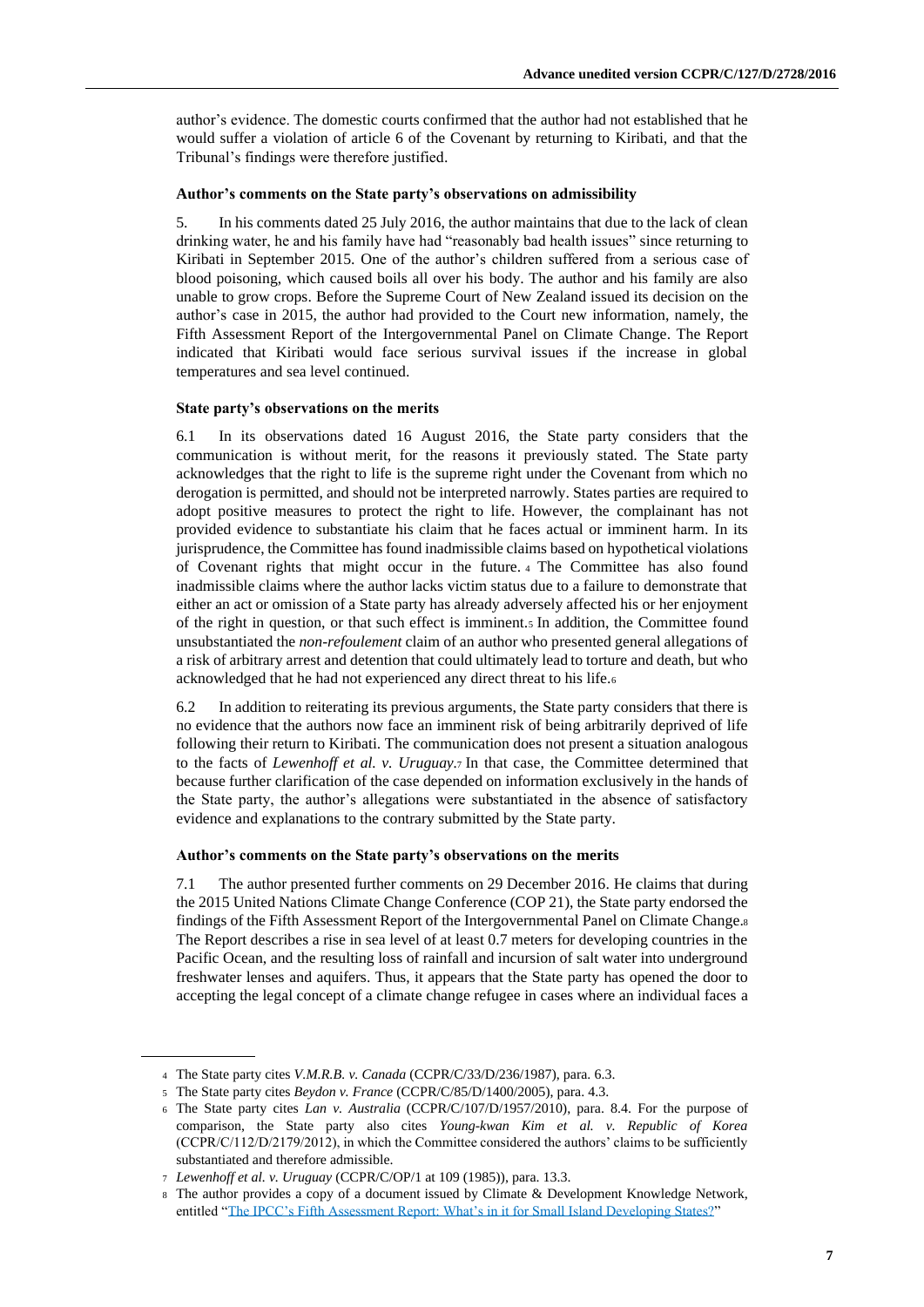author's evidence. The domestic courts confirmed that the author had not established that he would suffer a violation of article 6 of the Covenant by returning to Kiribati, and that the Tribunal's findings were therefore justified.

### Author's comments on the State party's observations on admissibility

5. In his comments dated 25 July 2016, the author maintains that due to the lack of clean drinking water, he and his family have had "reasonably bad health issues" since returning to Kiribati in September 2015. One of the author's children suffered from a serious case of blood poisoning, which caused boils all over his body. The author and his family are also unable to grow crops. Before the Supreme Court of New Zealand issued its decision on the author's case in 2015, the author had provided to the Court new information, namely, the Fifth Assessment Report of the Intergovernmental Panel on Climate Change. The Report indicated that Kiribati would face serious survival issues if the increase in global temperatures and sea level continued.

### State party's observations on the merits

6.1 In its observations dated 16 August 2016, the State party considers that the communication is without merit, for the reasons it previously stated. The State party acknowledges that the right to life is the supreme right under the Covenant from which no derogation is permitted, and should not be interpreted narrowly. States parties are required to adopt positive measures to protect the right to life. However, the complainant has not provided evidence to substantiate his claim that he faces actual or imminent harm. In its jurisprudence, the Committee has found inadmissible claims based on hypothetical violations of Covenant rights that might occur in the future.[4] The Committee has also found inadmissible claims where the author lacks victim status due to a failure to demonstrate that either an act or omission of a State party has already adversely affected his or her enjoyment of the right in question, or that such effect is imminent.[5] In addition, the Committee found unsubstantiated the *non-refoulement* claim of an author who presented general allegations of a risk of arbitrary arrest and detention that could ultimately lead to torture and death, but who acknowledged that he had not experienced any direct threat to his life.[6]

6.2 In addition to reiterating its previous arguments, the State party considers that there is no evidence that the authors now face an imminent risk of being arbitrarily deprived of life following their return to Kiribati. The communication does not present a situation analogous to the facts of *Lewenhoff et al. v. Uruguay*.[7] In that case, the Committee determined that because further clarification of the case depended on information exclusively in the hands of the State party, the author's allegations were substantiated in the absence of satisfactory evidence and explanations to the contrary submitted by the State party.

### Author's comments on the State party's observations on the merits

7.1 The author presented further comments on 29 December 2016. He claims that during the 2015 United Nations Climate Change Conference (COP 21), the State party endorsed the findings of the Fifth Assessment Report of the Intergovernmental Panel on Climate Change.[8] The Report describes a rise in sea level of at least 0.7 meters for developing countries in the Pacific Ocean, and the resulting loss of rainfall and incursion of salt water into underground freshwater lenses and aquifers. Thus, it appears that the State party has opened the door to accepting the legal concept of a climate change refugee in cases where an individual faces a

---

[4] The State party cites *V.M.R.B. v. Canada* (CCPR/C/33/D/236/1987), para. 6.3.

[5] The State party cites *Beydon v. France* (CCPR/C/85/D/1400/2005), para. 4.3.

[6] The State party cites *Lan v. Australia* (CCPR/C/107/D/1957/2010), para. 8.4. For the purpose of comparison, the State party also cites *Young-kwan Kim et al. v. Republic of Korea* (CCPR/C/112/D/2179/2012), in which the Committee considered the authors' claims to be sufficiently substantiated and therefore admissible.

[7] *Lewenhoff et al. v. Uruguay* (CCPR/C/OP/1 at 109 (1985)), para. 13.3.

[8] The author provides a copy of a document issued by Climate & Development Knowledge Network, entitled "The IPCC's Fifth Assessment Report: What's in it for Small Island Developing States?"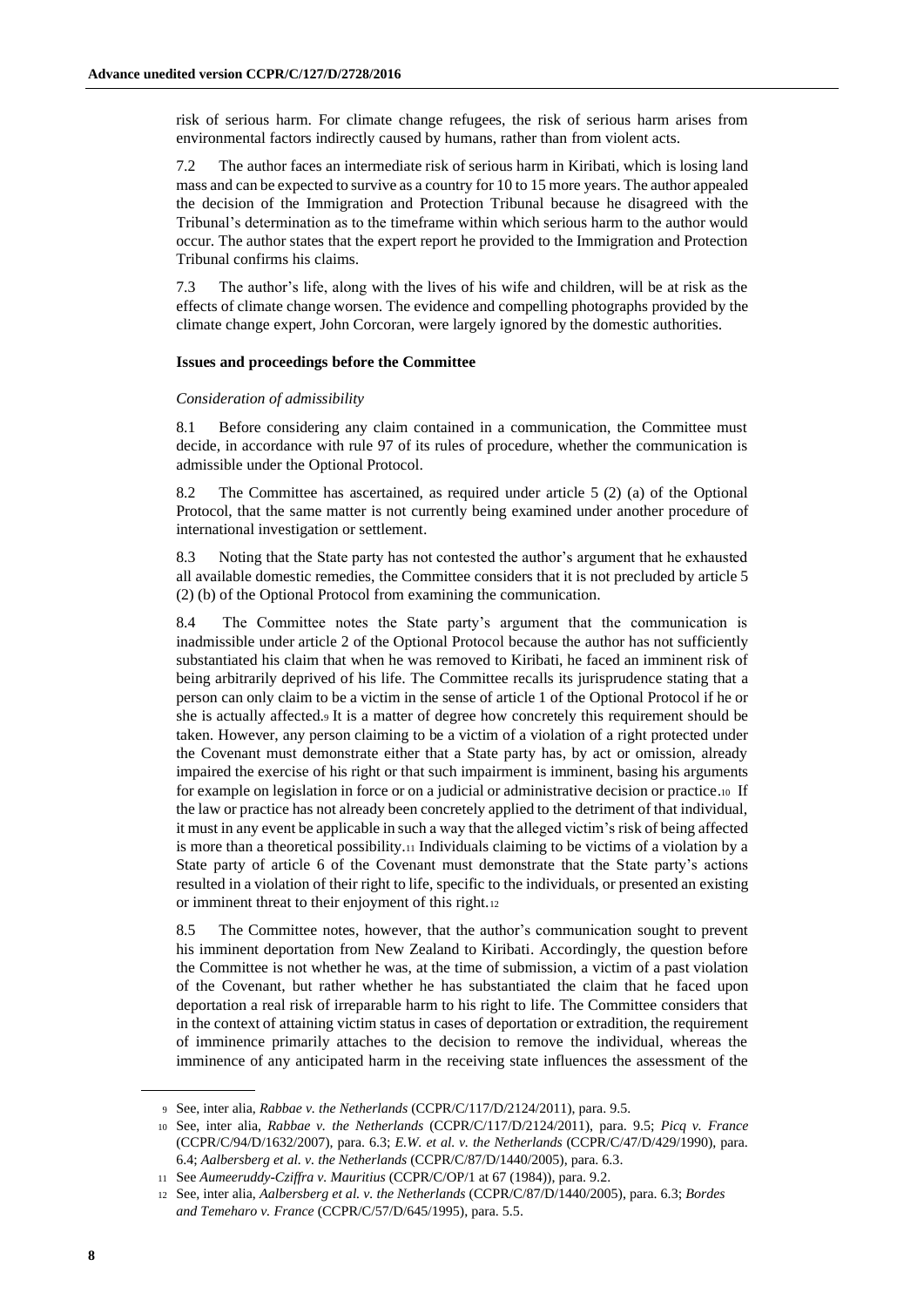risk of serious harm. For climate change refugees, the risk of serious harm arises from environmental factors indirectly caused by humans, rather than from violent acts.

7.2 The author faces an intermediate risk of serious harm in Kiribati, which is losing land mass and can be expected to survive as a country for 10 to 15 more years. The author appealed the decision of the Immigration and Protection Tribunal because he disagreed with the Tribunal's determination as to the timeframe within which serious harm to the author would occur. The author states that the expert report he provided to the Immigration and Protection Tribunal confirms his claims.

7.3 The author's life, along with the lives of his wife and children, will be at risk as the effects of climate change worsen. The evidence and compelling photographs provided by the climate change expert, John Corcoran, were largely ignored by the domestic authorities.

### Issues and proceedings before the Committee

*Consideration of admissibility*

8.1 Before considering any claim contained in a communication, the Committee must decide, in accordance with rule 97 of its rules of procedure, whether the communication is admissible under the Optional Protocol.

8.2 The Committee has ascertained, as required under article 5 (2) (a) of the Optional Protocol, that the same matter is not currently being examined under another procedure of international investigation or settlement.

8.3 Noting that the State party has not contested the author's argument that he exhausted all available domestic remedies, the Committee considers that it is not precluded by article 5 (2) (b) of the Optional Protocol from examining the communication.

8.4 The Committee notes the State party's argument that the communication is inadmissible under article 2 of the Optional Protocol because the author has not sufficiently substantiated his claim that when he was removed to Kiribati, he faced an imminent risk of being arbitrarily deprived of his life. The Committee recalls its jurisprudence stating that a person can only claim to be a victim in the sense of article 1 of the Optional Protocol if he or she is actually affected.[9] It is a matter of degree how concretely this requirement should be taken. However, any person claiming to be a victim of a violation of a right protected under the Covenant must demonstrate either that a State party has, by act or omission, already impaired the exercise of his right or that such impairment is imminent, basing his arguments for example on legislation in force or on a judicial or administrative decision or practice.[10] If the law or practice has not already been concretely applied to the detriment of that individual, it must in any event be applicable in such a way that the alleged victim's risk of being affected is more than a theoretical possibility.[11] Individuals claiming to be victims of a violation by a State party of article 6 of the Covenant must demonstrate that the State party's actions resulted in a violation of their right to life, specific to the individuals, or presented an existing or imminent threat to their enjoyment of this right.[12]

8.5 The Committee notes, however, that the author's communication sought to prevent his imminent deportation from New Zealand to Kiribati. Accordingly, the question before the Committee is not whether he was, at the time of submission, a victim of a past violation of the Covenant, but rather whether he has substantiated the claim that he faced upon deportation a real risk of irreparable harm to his right to life. The Committee considers that in the context of attaining victim status in cases of deportation or extradition, the requirement of imminence primarily attaches to the decision to remove the individual, whereas the imminence of any anticipated harm in the receiving state influences the assessment of the

---

[9] See, inter alia, *Rabbae v. the Netherlands* (CCPR/C/117/D/2124/2011), para. 9.5.

[10] See, inter alia, *Rabbae v. the Netherlands* (CCPR/C/117/D/2124/2011), para. 9.5; *Picq v. France* (CCPR/C/94/D/1632/2007), para. 6.3; *E.W. et al. v. the Netherlands* (CCPR/C/47/D/429/1990), para. 6.4; *Aalbersberg et al. v. the Netherlands* (CCPR/C/87/D/1440/2005), para. 6.3.

[11] See *Aumeeruddy-Cziffra v. Mauritius* (CCPR/C/OP/1 at 67 (1984)), para. 9.2.

[12] See, inter alia, *Aalbersberg et al. v. the Netherlands* (CCPR/C/87/D/1440/2005), para. 6.3; *Bordes and Temeharo v. France* (CCPR/C/57/D/645/1995), para. 5.5.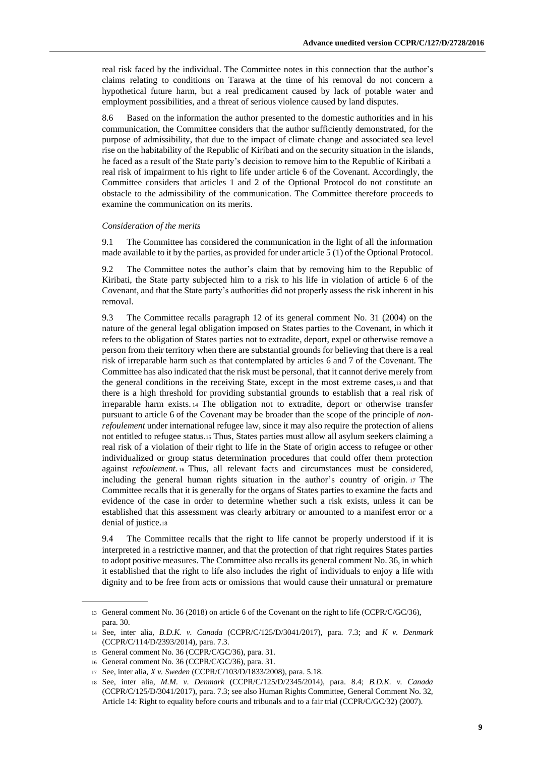real risk faced by the individual. The Committee notes in this connection that the author's claims relating to conditions on Tarawa at the time of his removal do not concern a hypothetical future harm, but a real predicament caused by lack of potable water and employment possibilities, and a threat of serious violence caused by land disputes.

8.6 Based on the information the author presented to the domestic authorities and in his communication, the Committee considers that the author sufficiently demonstrated, for the purpose of admissibility, that due to the impact of climate change and associated sea level rise on the habitability of the Republic of Kiribati and on the security situation in the islands, he faced as a result of the State party's decision to remove him to the Republic of Kiribati a real risk of impairment to his right to life under article 6 of the Covenant. Accordingly, the Committee considers that articles 1 and 2 of the Optional Protocol do not constitute an obstacle to the admissibility of the communication. The Committee therefore proceeds to examine the communication on its merits.

*Consideration of the merits*

9.1 The Committee has considered the communication in the light of all the information made available to it by the parties, as provided for under article 5 (1) of the Optional Protocol.

9.2 The Committee notes the author's claim that by removing him to the Republic of Kiribati, the State party subjected him to a risk to his life in violation of article 6 of the Covenant, and that the State party's authorities did not properly assess the risk inherent in his removal.

9.3 The Committee recalls paragraph 12 of its general comment No. 31 (2004) on the nature of the general legal obligation imposed on States parties to the Covenant, in which it refers to the obligation of States parties not to extradite, deport, expel or otherwise remove a person from their territory when there are substantial grounds for believing that there is a real risk of irreparable harm such as that contemplated by articles 6 and 7 of the Covenant. The Committee has also indicated that the risk must be personal, that it cannot derive merely from the general conditions in the receiving State, except in the most extreme cases,[13] and that there is a high threshold for providing substantial grounds to establish that a real risk of irreparable harm exists.[14] The obligation not to extradite, deport or otherwise transfer pursuant to article 6 of the Covenant may be broader than the scope of the principle of *non-refoulement* under international refugee law, since it may also require the protection of aliens not entitled to refugee status.[15] Thus, States parties must allow all asylum seekers claiming a real risk of a violation of their right to life in the State of origin access to refugee or other individualized or group status determination procedures that could offer them protection against *refoulement*.[16] Thus, all relevant facts and circumstances must be considered, including the general human rights situation in the author's country of origin.[17] The Committee recalls that it is generally for the organs of States parties to examine the facts and evidence of the case in order to determine whether such a risk exists, unless it can be established that this assessment was clearly arbitrary or amounted to a manifest error or a denial of justice.[18]

9.4 The Committee recalls that the right to life cannot be properly understood if it is interpreted in a restrictive manner, and that the protection of that right requires States parties to adopt positive measures. The Committee also recalls its general comment No. 36, in which it established that the right to life also includes the right of individuals to enjoy a life with dignity and to be free from acts or omissions that would cause their unnatural or premature

---

[13] General comment No. 36 (2018) on article 6 of the Covenant on the right to life (CCPR/C/GC/36), para. 30.

[14] See, inter alia, *B.D.K. v. Canada* (CCPR/C/125/D/3041/2017), para. 7.3; and *K v. Denmark* (CCPR/C/114/D/2393/2014), para. 7.3.

[15] General comment No. 36 (CCPR/C/GC/36), para. 31.

[16] General comment No. 36 (CCPR/C/GC/36), para. 31.

[17] See, inter alia, *X v. Sweden* (CCPR/C/103/D/1833/2008), para. 5.18.

[18] See, inter alia, *M.M. v. Denmark* (CCPR/C/125/D/2345/2014), para. 8.4; *B.D.K. v. Canada* (CCPR/C/125/D/3041/2017), para. 7.3; see also Human Rights Committee, General Comment No. 32, Article 14: Right to equality before courts and tribunals and to a fair trial (CCPR/C/GC/32) (2007).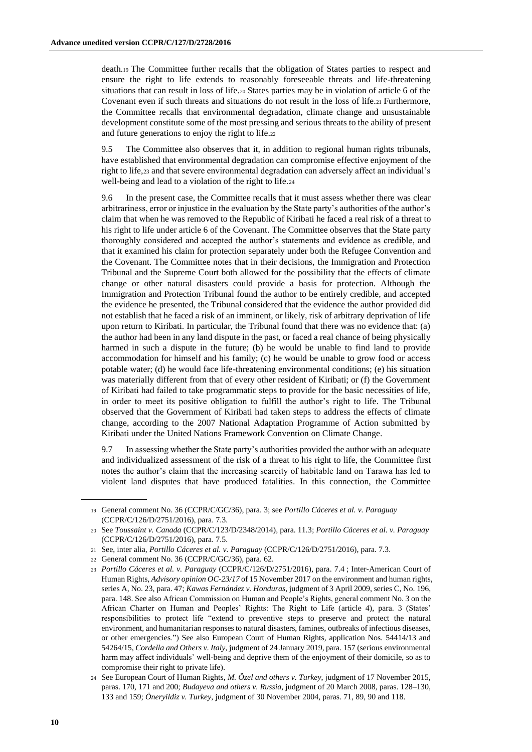death.[19] The Committee further recalls that the obligation of States parties to respect and ensure the right to life extends to reasonably foreseeable threats and life-threatening situations that can result in loss of life.[20] States parties may be in violation of article 6 of the Covenant even if such threats and situations do not result in the loss of life.[21] Furthermore, the Committee recalls that environmental degradation, climate change and unsustainable development constitute some of the most pressing and serious threats to the ability of present and future generations to enjoy the right to life.[22]

9.5 The Committee also observes that it, in addition to regional human rights tribunals, have established that environmental degradation can compromise effective enjoyment of the right to life,[23] and that severe environmental degradation can adversely affect an individual's well-being and lead to a violation of the right to life.[24]

9.6 In the present case, the Committee recalls that it must assess whether there was clear arbitrariness, error or injustice in the evaluation by the State party's authorities of the author's claim that when he was removed to the Republic of Kiribati he faced a real risk of a threat to his right to life under article 6 of the Covenant. The Committee observes that the State party thoroughly considered and accepted the author's statements and evidence as credible, and that it examined his claim for protection separately under both the Refugee Convention and the Covenant. The Committee notes that in their decisions, the Immigration and Protection Tribunal and the Supreme Court both allowed for the possibility that the effects of climate change or other natural disasters could provide a basis for protection. Although the Immigration and Protection Tribunal found the author to be entirely credible, and accepted the evidence he presented, the Tribunal considered that the evidence the author provided did not establish that he faced a risk of an imminent, or likely, risk of arbitrary deprivation of life upon return to Kiribati. In particular, the Tribunal found that there was no evidence that: (a) the author had been in any land dispute in the past, or faced a real chance of being physically harmed in such a dispute in the future; (b) he would be unable to find land to provide accommodation for himself and his family; (c) he would be unable to grow food or access potable water; (d) he would face life-threatening environmental conditions; (e) his situation was materially different from that of every other resident of Kiribati; or (f) the Government of Kiribati had failed to take programmatic steps to provide for the basic necessities of life, in order to meet its positive obligation to fulfill the author's right to life. The Tribunal observed that the Government of Kiribati had taken steps to address the effects of climate change, according to the 2007 National Adaptation Programme of Action submitted by Kiribati under the United Nations Framework Convention on Climate Change.

9.7 In assessing whether the State party's authorities provided the author with an adequate and individualized assessment of the risk of a threat to his right to life, the Committee first notes the author's claim that the increasing scarcity of habitable land on Tarawa has led to violent land disputes that have produced fatalities. In this connection, the Committee

---

[19] General comment No. 36 (CCPR/C/GC/36), para. 3; see *Portillo Cáceres et al. v. Paraguay* (CCPR/C/126/D/2751/2016), para. 7.3.

[20] See *Toussaint v. Canada* (CCPR/C/123/D/2348/2014), para. 11.3; *Portillo Cáceres et al. v. Paraguay* (CCPR/C/126/D/2751/2016), para. 7.5.

[21] See, inter alia, *Portillo Cáceres et al. v. Paraguay* (CCPR/C/126/D/2751/2016), para. 7.3.

[22] General comment No. 36 (CCPR/C/GC/36), para. 62.

[23] *Portillo Cáceres et al. v. Paraguay* (CCPR/C/126/D/2751/2016), para. 7.4 ; Inter-American Court of Human Rights, *Advisory opinion OC-23/17* of 15 November 2017 on the environment and human rights, series A, No. 23, para. 47; *Kawas Fernández v. Honduras*, judgment of 3 April 2009, series C, No. 196, para. 148. See also African Commission on Human and People's Rights, general comment No. 3 on the African Charter on Human and Peoples' Rights: The Right to Life (article 4), para. 3 (States' responsibilities to protect life "extend to preventive steps to preserve and protect the natural environment, and humanitarian responses to natural disasters, famines, outbreaks of infectious diseases, or other emergencies.") See also European Court of Human Rights, application Nos. 54414/13 and 54264/15, *Cordella and Others v. Italy*, judgment of 24 January 2019, para. 157 (serious environmental harm may affect individuals' well-being and deprive them of the enjoyment of their domicile, so as to compromise their right to private life).

[24] See European Court of Human Rights, *M. Özel and others v. Turkey*, judgment of 17 November 2015, paras. 170, 171 and 200; *Budayeva and others v. Russia*, judgment of 20 March 2008, paras. 128–130, 133 and 159; *Öneryildiz v. Turkey*, judgment of 30 November 2004, paras. 71, 89, 90 and 118.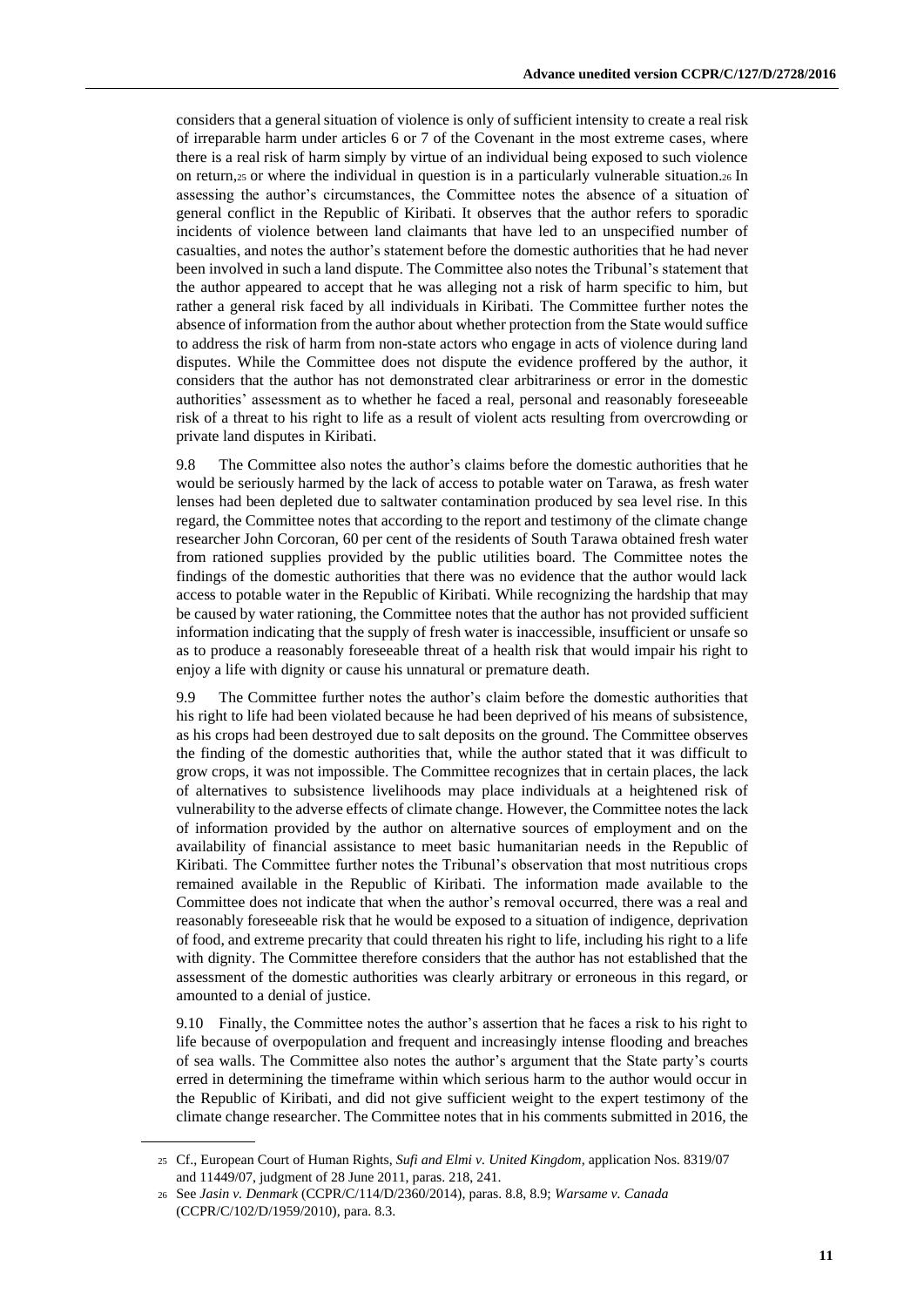considers that a general situation of violence is only of sufficient intensity to create a real risk of irreparable harm under articles 6 or 7 of the Covenant in the most extreme cases, where there is a real risk of harm simply by virtue of an individual being exposed to such violence on return,[25] or where the individual in question is in a particularly vulnerable situation.[26] In assessing the author's circumstances, the Committee notes the absence of a situation of general conflict in the Republic of Kiribati. It observes that the author refers to sporadic incidents of violence between land claimants that have led to an unspecified number of casualties, and notes the author's statement before the domestic authorities that he had never been involved in such a land dispute. The Committee also notes the Tribunal's statement that the author appeared to accept that he was alleging not a risk of harm specific to him, but rather a general risk faced by all individuals in Kiribati. The Committee further notes the absence of information from the author about whether protection from the State would suffice to address the risk of harm from non-state actors who engage in acts of violence during land disputes. While the Committee does not dispute the evidence proffered by the author, it considers that the author has not demonstrated clear arbitrariness or error in the domestic authorities' assessment as to whether he faced a real, personal and reasonably foreseeable risk of a threat to his right to life as a result of violent acts resulting from overcrowding or private land disputes in Kiribati.

9.8 The Committee also notes the author's claims before the domestic authorities that he would be seriously harmed by the lack of access to potable water on Tarawa, as fresh water lenses had been depleted due to saltwater contamination produced by sea level rise. In this regard, the Committee notes that according to the report and testimony of the climate change researcher John Corcoran, 60 per cent of the residents of South Tarawa obtained fresh water from rationed supplies provided by the public utilities board. The Committee notes the findings of the domestic authorities that there was no evidence that the author would lack access to potable water in the Republic of Kiribati. While recognizing the hardship that may be caused by water rationing, the Committee notes that the author has not provided sufficient information indicating that the supply of fresh water is inaccessible, insufficient or unsafe so as to produce a reasonably foreseeable threat of a health risk that would impair his right to enjoy a life with dignity or cause his unnatural or premature death.

9.9 The Committee further notes the author's claim before the domestic authorities that his right to life had been violated because he had been deprived of his means of subsistence, as his crops had been destroyed due to salt deposits on the ground. The Committee observes the finding of the domestic authorities that, while the author stated that it was difficult to grow crops, it was not impossible. The Committee recognizes that in certain places, the lack of alternatives to subsistence livelihoods may place individuals at a heightened risk of vulnerability to the adverse effects of climate change. However, the Committee notes the lack of information provided by the author on alternative sources of employment and on the availability of financial assistance to meet basic humanitarian needs in the Republic of Kiribati. The Committee further notes the Tribunal's observation that most nutritious crops remained available in the Republic of Kiribati. The information made available to the Committee does not indicate that when the author's removal occurred, there was a real and reasonably foreseeable risk that he would be exposed to a situation of indigence, deprivation of food, and extreme precarity that could threaten his right to life, including his right to a life with dignity. The Committee therefore considers that the author has not established that the assessment of the domestic authorities was clearly arbitrary or erroneous in this regard, or amounted to a denial of justice.

9.10 Finally, the Committee notes the author's assertion that he faces a risk to his right to life because of overpopulation and frequent and increasingly intense flooding and breaches of sea walls. The Committee also notes the author's argument that the State party's courts erred in determining the timeframe within which serious harm to the author would occur in the Republic of Kiribati, and did not give sufficient weight to the expert testimony of the climate change researcher. The Committee notes that in his comments submitted in 2016, the

---

[25] Cf., European Court of Human Rights, *Sufi and Elmi v. United Kingdom*, application Nos. 8319/07 and 11449/07, judgment of 28 June 2011, paras. 218, 241.

[26] See *Jasin v. Denmark* (CCPR/C/114/D/2360/2014), paras. 8.8, 8.9; *Warsame v. Canada* (CCPR/C/102/D/1959/2010), para. 8.3.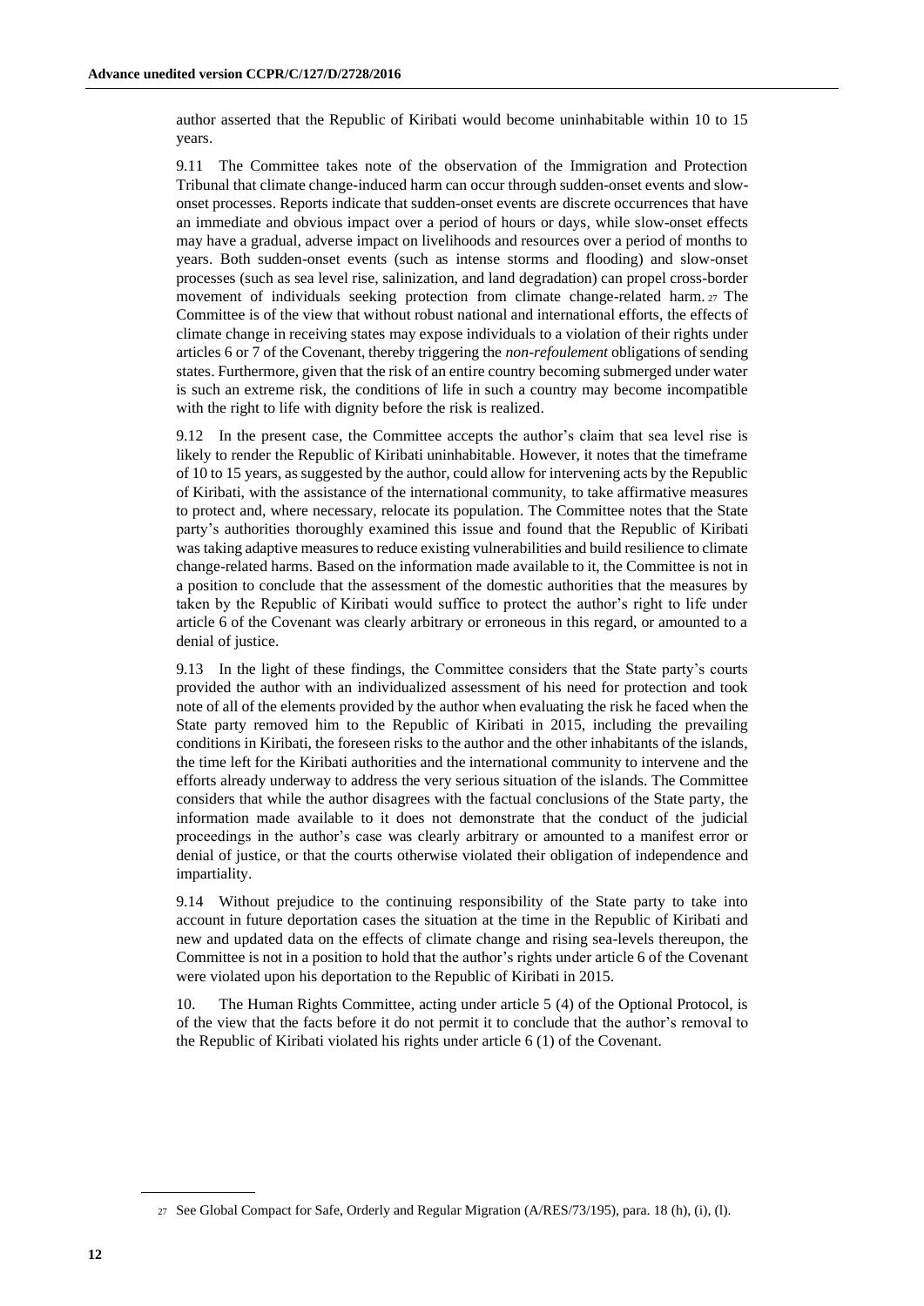author asserted that the Republic of Kiribati would become uninhabitable within 10 to 15 years.

9.11 The Committee takes note of the observation of the Immigration and Protection Tribunal that climate change-induced harm can occur through sudden-onset events and slow-onset processes. Reports indicate that sudden-onset events are discrete occurrences that have an immediate and obvious impact over a period of hours or days, while slow-onset effects may have a gradual, adverse impact on livelihoods and resources over a period of months to years. Both sudden-onset events (such as intense storms and flooding) and slow-onset processes (such as sea level rise, salinization, and land degradation) can propel cross-border movement of individuals seeking protection from climate change-related harm.[27] The Committee is of the view that without robust national and international efforts, the effects of climate change in receiving states may expose individuals to a violation of their rights under articles 6 or 7 of the Covenant, thereby triggering the *non-refoulement* obligations of sending states. Furthermore, given that the risk of an entire country becoming submerged under water is such an extreme risk, the conditions of life in such a country may become incompatible with the right to life with dignity before the risk is realized.

9.12 In the present case, the Committee accepts the author's claim that sea level rise is likely to render the Republic of Kiribati uninhabitable. However, it notes that the timeframe of 10 to 15 years, as suggested by the author, could allow for intervening acts by the Republic of Kiribati, with the assistance of the international community, to take affirmative measures to protect and, where necessary, relocate its population. The Committee notes that the State party's authorities thoroughly examined this issue and found that the Republic of Kiribati was taking adaptive measures to reduce existing vulnerabilities and build resilience to climate change-related harms. Based on the information made available to it, the Committee is not in a position to conclude that the assessment of the domestic authorities that the measures by taken by the Republic of Kiribati would suffice to protect the author's right to life under article 6 of the Covenant was clearly arbitrary or erroneous in this regard, or amounted to a denial of justice.

9.13 In the light of these findings, the Committee considers that the State party's courts provided the author with an individualized assessment of his need for protection and took note of all of the elements provided by the author when evaluating the risk he faced when the State party removed him to the Republic of Kiribati in 2015, including the prevailing conditions in Kiribati, the foreseen risks to the author and the other inhabitants of the islands, the time left for the Kiribati authorities and the international community to intervene and the efforts already underway to address the very serious situation of the islands. The Committee considers that while the author disagrees with the factual conclusions of the State party, the information made available to it does not demonstrate that the conduct of the judicial proceedings in the author's case was clearly arbitrary or amounted to a manifest error or denial of justice, or that the courts otherwise violated their obligation of independence and impartiality.

9.14 Without prejudice to the continuing responsibility of the State party to take into account in future deportation cases the situation at the time in the Republic of Kiribati and new and updated data on the effects of climate change and rising sea-levels thereupon, the Committee is not in a position to hold that the author's rights under article 6 of the Covenant were violated upon his deportation to the Republic of Kiribati in 2015.

10. The Human Rights Committee, acting under article 5 (4) of the Optional Protocol, is of the view that the facts before it do not permit it to conclude that the author's removal to the Republic of Kiribati violated his rights under article 6 (1) of the Covenant.

---

[27] See Global Compact for Safe, Orderly and Regular Migration (A/RES/73/195), para. 18 (h), (i), (l).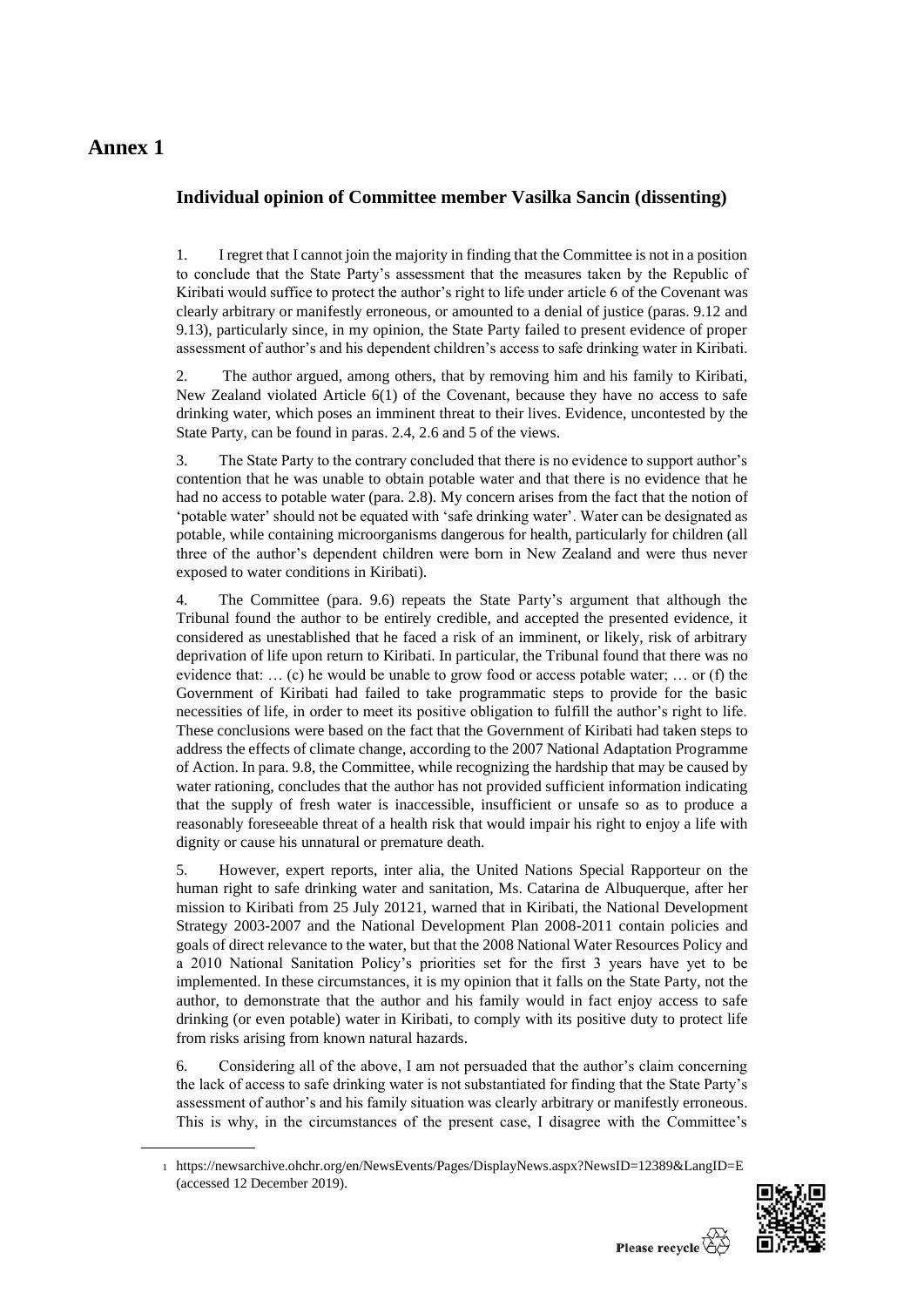# Annex 1

## Individual opinion of Committee member Vasilka Sancin (dissenting)

1. I regret that I cannot join the majority in finding that the Committee is not in a position to conclude that the State Party's assessment that the measures taken by the Republic of Kiribati would suffice to protect the author's right to life under article 6 of the Covenant was clearly arbitrary or manifestly erroneous, or amounted to a denial of justice (paras. 9.12 and 9.13), particularly since, in my opinion, the State Party failed to present evidence of proper assessment of author's and his dependent children's access to safe drinking water in Kiribati.

2. The author argued, among others, that by removing him and his family to Kiribati, New Zealand violated Article 6(1) of the Covenant, because they have no access to safe drinking water, which poses an imminent threat to their lives. Evidence, uncontested by the State Party, can be found in paras. 2.4, 2.6 and 5 of the views.

3. The State Party to the contrary concluded that there is no evidence to support author's contention that he was unable to obtain potable water and that there is no evidence that he had no access to potable water (para. 2.8). My concern arises from the fact that the notion of 'potable water' should not be equated with 'safe drinking water'. Water can be designated as potable, while containing microorganisms dangerous for health, particularly for children (all three of the author's dependent children were born in New Zealand and were thus never exposed to water conditions in Kiribati).

4. The Committee (para. 9.6) repeats the State Party's argument that although the Tribunal found the author to be entirely credible, and accepted the presented evidence, it considered as unestablished that he faced a risk of an imminent, or likely, risk of arbitrary deprivation of life upon return to Kiribati. In particular, the Tribunal found that there was no evidence that: … (c) he would be unable to grow food or access potable water; … or (f) the Government of Kiribati had failed to take programmatic steps to provide for the basic necessities of life, in order to meet its positive obligation to fulfill the author's right to life. These conclusions were based on the fact that the Government of Kiribati had taken steps to address the effects of climate change, according to the 2007 National Adaptation Programme of Action. In para. 9.8, the Committee, while recognizing the hardship that may be caused by water rationing, concludes that the author has not provided sufficient information indicating that the supply of fresh water is inaccessible, insufficient or unsafe so as to produce a reasonably foreseeable threat of a health risk that would impair his right to enjoy a life with dignity or cause his unnatural or premature death.

5. However, expert reports, inter alia, the United Nations Special Rapporteur on the human right to safe drinking water and sanitation, Ms. Catarina de Albuquerque, after her mission to Kiribati from 25 July 2012[1], warned that in Kiribati, the National Development Strategy 2003-2007 and the National Development Plan 2008-2011 contain policies and goals of direct relevance to the water, but that the 2008 National Water Resources Policy and a 2010 National Sanitation Policy's priorities set for the first 3 years have yet to be implemented. In these circumstances, it is my opinion that it falls on the State Party, not the author, to demonstrate that the author and his family would in fact enjoy access to safe drinking (or even potable) water in Kiribati, to comply with its positive duty to protect life from risks arising from known natural hazards.

6. Considering all of the above, I am not persuaded that the author's claim concerning the lack of access to safe drinking water is not substantiated for finding that the State Party's assessment of author's and his family situation was clearly arbitrary or manifestly erroneous. This is why, in the circumstances of the present case, I disagree with the Committee's

---

[1] https://newsarchive.ohchr.org/en/NewsEvents/Pages/DisplayNews.aspx?NewsID=12389&LangID=E (accessed 12 December 2019).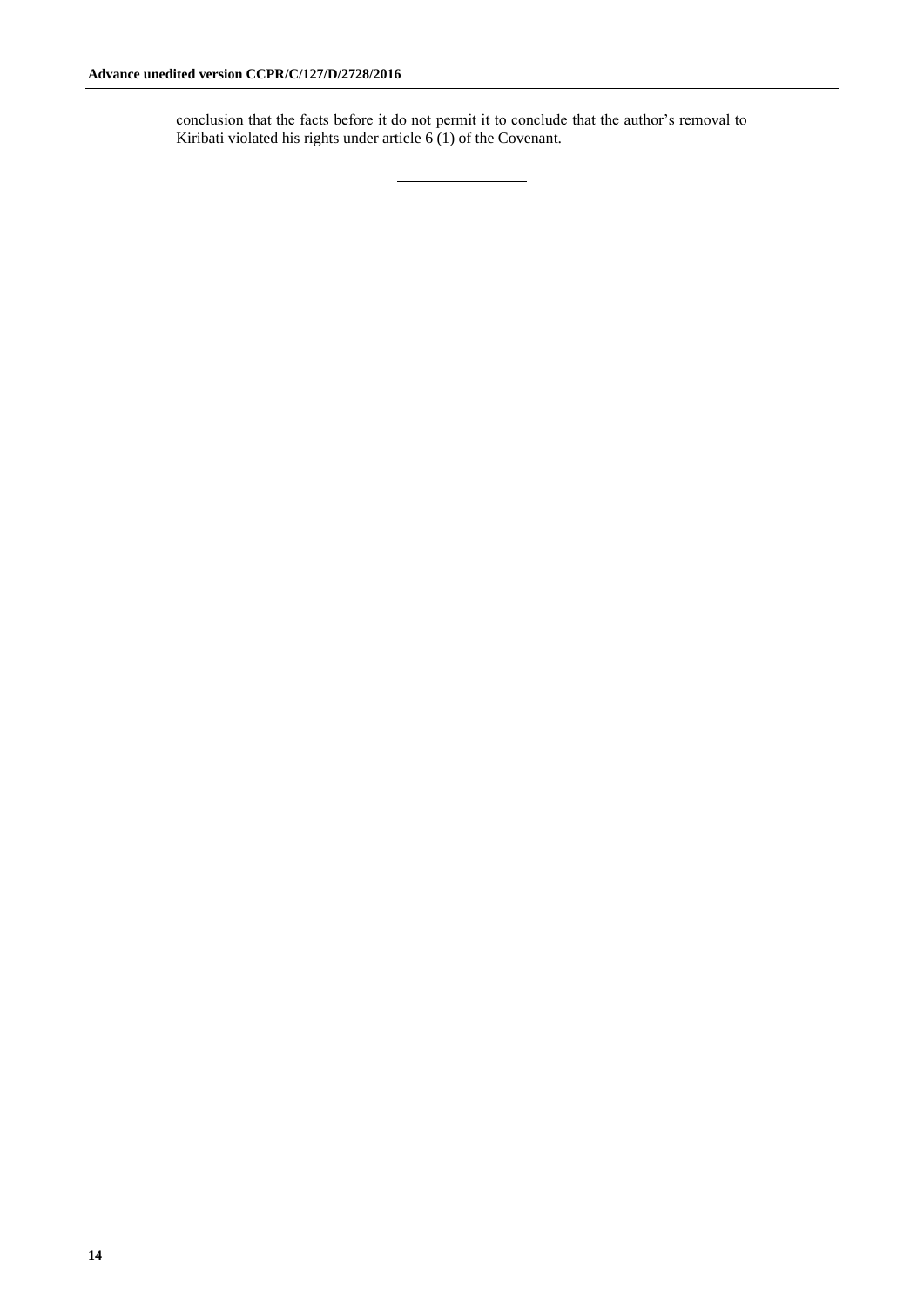conclusion that the facts before it do not permit it to conclude that the author's removal to Kiribati violated his rights under article 6 (1) of the Covenant.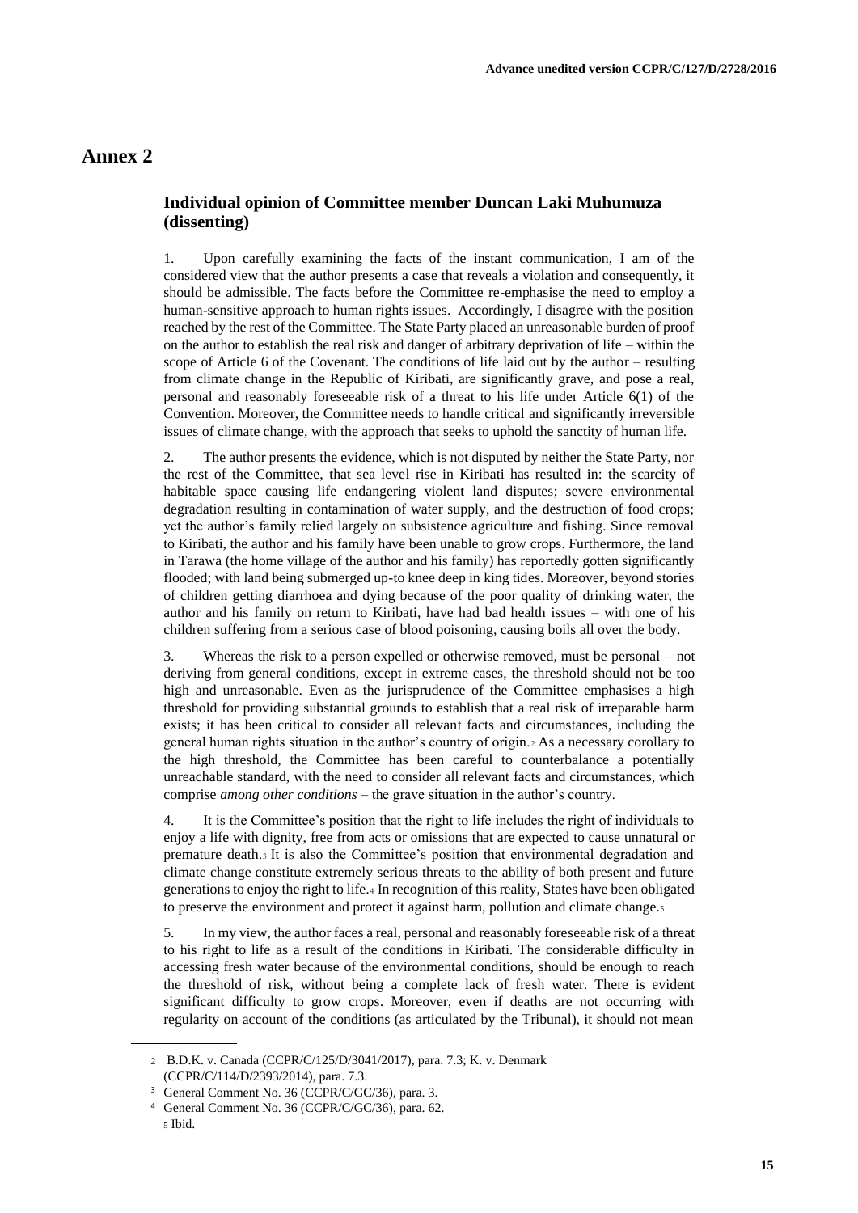# Annex 2

## Individual opinion of Committee member Duncan Laki Muhumuza (dissenting)

1. Upon carefully examining the facts of the instant communication, I am of the considered view that the author presents a case that reveals a violation and consequently, it should be admissible. The facts before the Committee re-emphasise the need to employ a human-sensitive approach to human rights issues. Accordingly, I disagree with the position reached by the rest of the Committee. The State Party placed an unreasonable burden of proof on the author to establish the real risk and danger of arbitrary deprivation of life – within the scope of Article 6 of the Covenant. The conditions of life laid out by the author – resulting from climate change in the Republic of Kiribati, are significantly grave, and pose a real, personal and reasonably foreseeable risk of a threat to his life under Article 6(1) of the Convention. Moreover, the Committee needs to handle critical and significantly irreversible issues of climate change, with the approach that seeks to uphold the sanctity of human life.

2. The author presents the evidence, which is not disputed by neither the State Party, nor the rest of the Committee, that sea level rise in Kiribati has resulted in: the scarcity of habitable space causing life endangering violent land disputes; severe environmental degradation resulting in contamination of water supply, and the destruction of food crops; yet the author's family relied largely on subsistence agriculture and fishing. Since removal to Kiribati, the author and his family have been unable to grow crops. Furthermore, the land in Tarawa (the home village of the author and his family) has reportedly gotten significantly flooded; with land being submerged up-to knee deep in king tides. Moreover, beyond stories of children getting diarrhoea and dying because of the poor quality of drinking water, the author and his family on return to Kiribati, have had bad health issues – with one of his children suffering from a serious case of blood poisoning, causing boils all over the body.

3. Whereas the risk to a person expelled or otherwise removed, must be personal – not deriving from general conditions, except in extreme cases, the threshold should not be too high and unreasonable. Even as the jurisprudence of the Committee emphasises a high threshold for providing substantial grounds to establish that a real risk of irreparable harm exists; it has been critical to consider all relevant facts and circumstances, including the general human rights situation in the author's country of origin.[2] As a necessary corollary to the high threshold, the Committee has been careful to counterbalance a potentially unreachable standard, with the need to consider all relevant facts and circumstances, which comprise *among other conditions* – the grave situation in the author's country.

4. It is the Committee's position that the right to life includes the right of individuals to enjoy a life with dignity, free from acts or omissions that are expected to cause unnatural or premature death.[3] It is also the Committee's position that environmental degradation and climate change constitute extremely serious threats to the ability of both present and future generations to enjoy the right to life.[4] In recognition of this reality, States have been obligated to preserve the environment and protect it against harm, pollution and climate change.[5]

5. In my view, the author faces a real, personal and reasonably foreseeable risk of a threat to his right to life as a result of the conditions in Kiribati. The considerable difficulty in accessing fresh water because of the environmental conditions, should be enough to reach the threshold of risk, without being a complete lack of fresh water. There is evident significant difficulty to grow crops. Moreover, even if deaths are not occurring with regularity on account of the conditions (as articulated by the Tribunal), it should not mean

---

[2] B.D.K. v. Canada (CCPR/C/125/D/3041/2017), para. 7.3; K. v. Denmark (CCPR/C/114/D/2393/2014), para. 7.3.

[3] General Comment No. 36 (CCPR/C/GC/36), para. 3.

[4] General Comment No. 36 (CCPR/C/GC/36), para. 62.

[5] Ibid.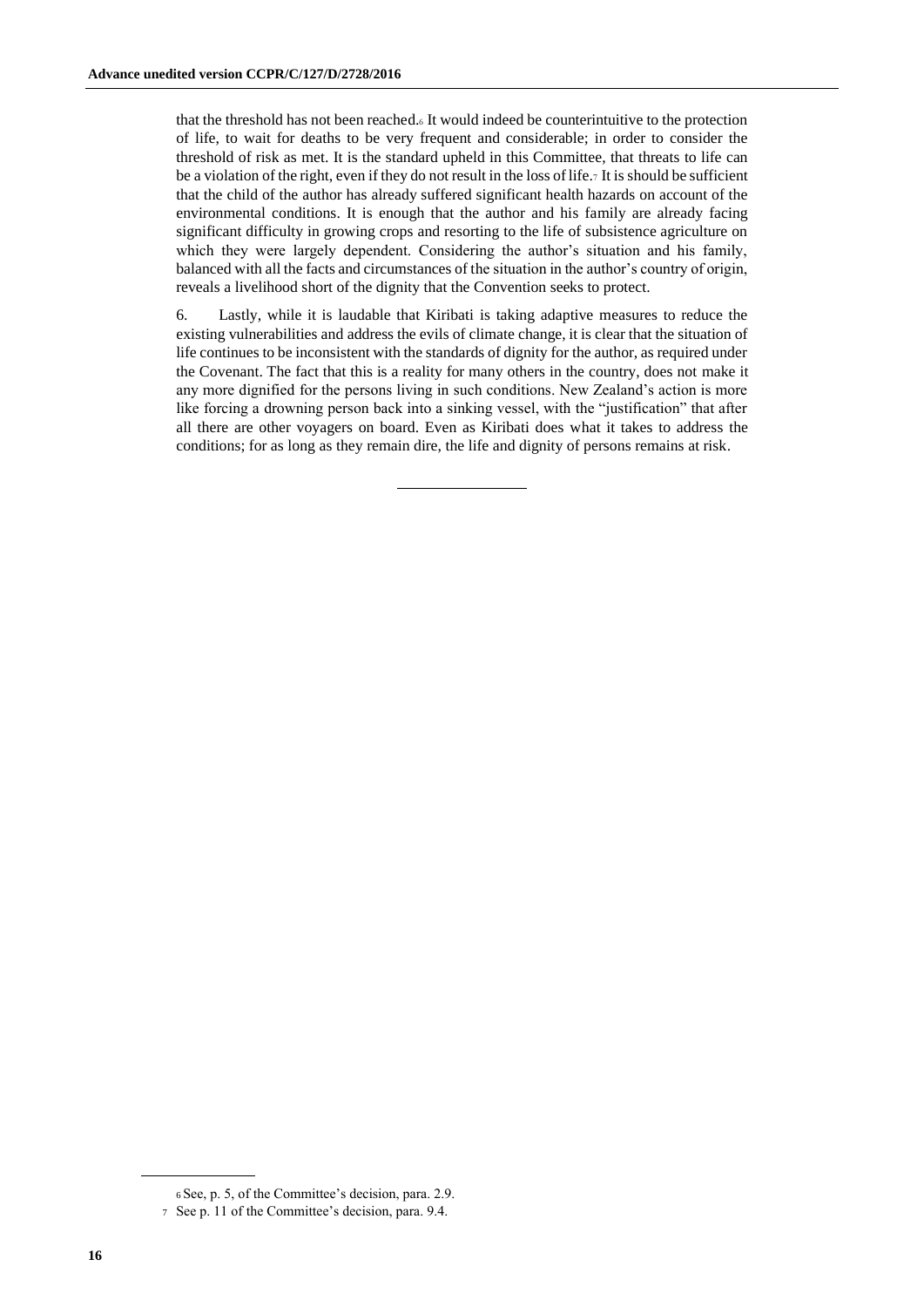that the threshold has not been reached.[6] It would indeed be counterintuitive to the protection of life, to wait for deaths to be very frequent and considerable; in order to consider the threshold of risk as met. It is the standard upheld in this Committee, that threats to life can be a violation of the right, even if they do not result in the loss of life.[7] It is should be sufficient that the child of the author has already suffered significant health hazards on account of the environmental conditions. It is enough that the author and his family are already facing significant difficulty in growing crops and resorting to the life of subsistence agriculture on which they were largely dependent. Considering the author's situation and his family, balanced with all the facts and circumstances of the situation in the author's country of origin, reveals a livelihood short of the dignity that the Convention seeks to protect.

6. Lastly, while it is laudable that Kiribati is taking adaptive measures to reduce the existing vulnerabilities and address the evils of climate change, it is clear that the situation of life continues to be inconsistent with the standards of dignity for the author, as required under the Covenant. The fact that this is a reality for many others in the country, does not make it any more dignified for the persons living in such conditions. New Zealand's action is more like forcing a drowning person back into a sinking vessel, with the "justification" that after all there are other voyagers on board. Even as Kiribati does what it takes to address the conditions; for as long as they remain dire, the life and dignity of persons remains at risk.

---

[6] See, p. 5, of the Committee's decision, para. 2.9.

[7] See p. 11 of the Committee's decision, para. 9.4.